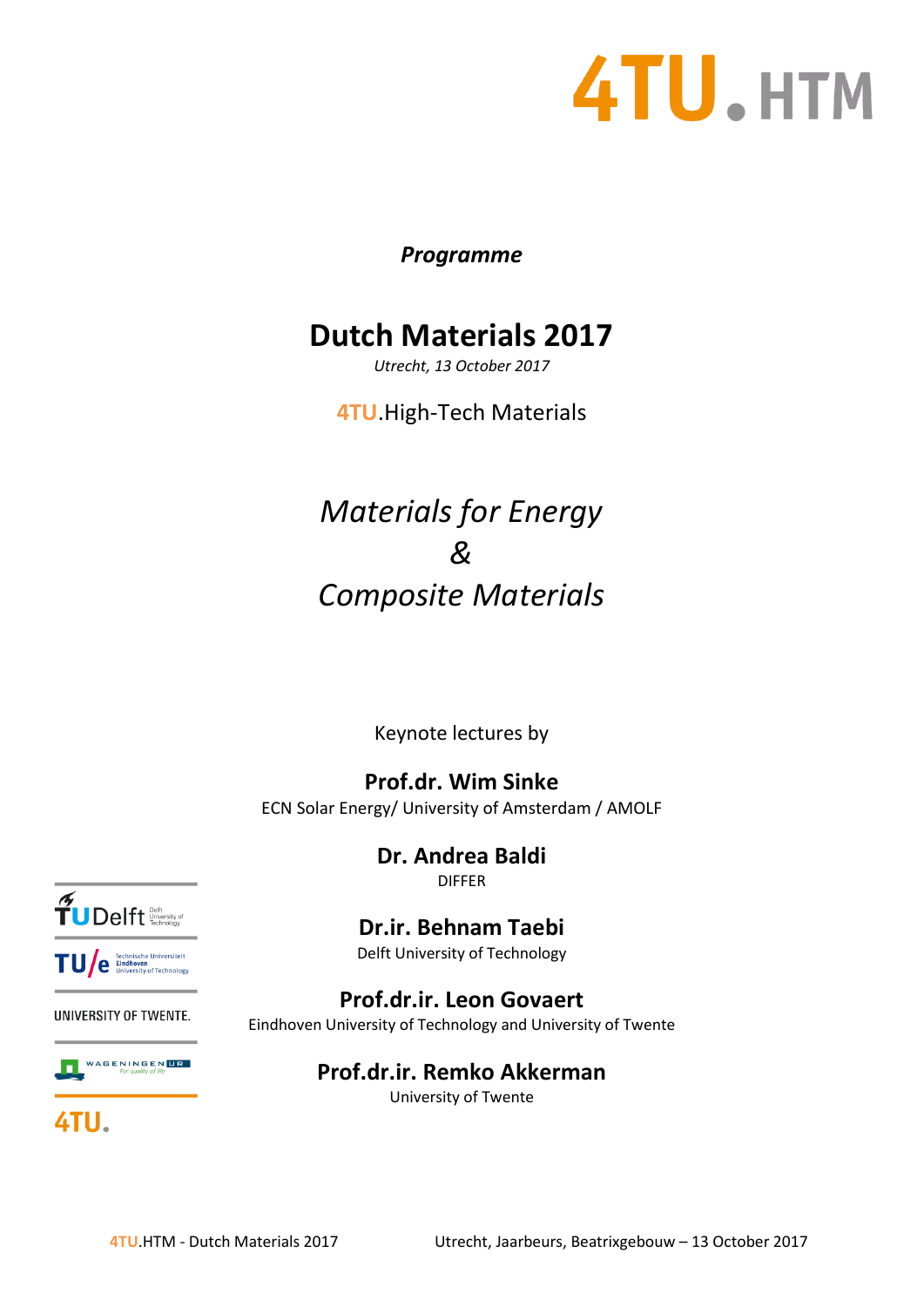4TU.HTM

*Programme*

# Dutch Materials 2017

*Utrecht, 13 October 2017*

4TU.High-Tech Materials

## *Materials for Energy*
## *&*
## *Composite Materials*

Keynote lectures by

**Prof.dr. Wim Sinke**
ECN Solar Energy/ University of Amsterdam / AMOLF

**Dr. Andrea Baldi**
DIFFER

**Dr.ir. Behnam Taebi**
Delft University of Technology

**Prof.dr.ir. Leon Govaert**
Eindhoven University of Technology and University of Twente

**Prof.dr.ir. Remko Akkerman**
University of Twente

TU Delft – Delft University of Technology

TU/e – Technische Universiteit Eindhoven University of Technology

UNIVERSITY OF TWENTE.

WAGENINGEN UR – For quality of life

4TU.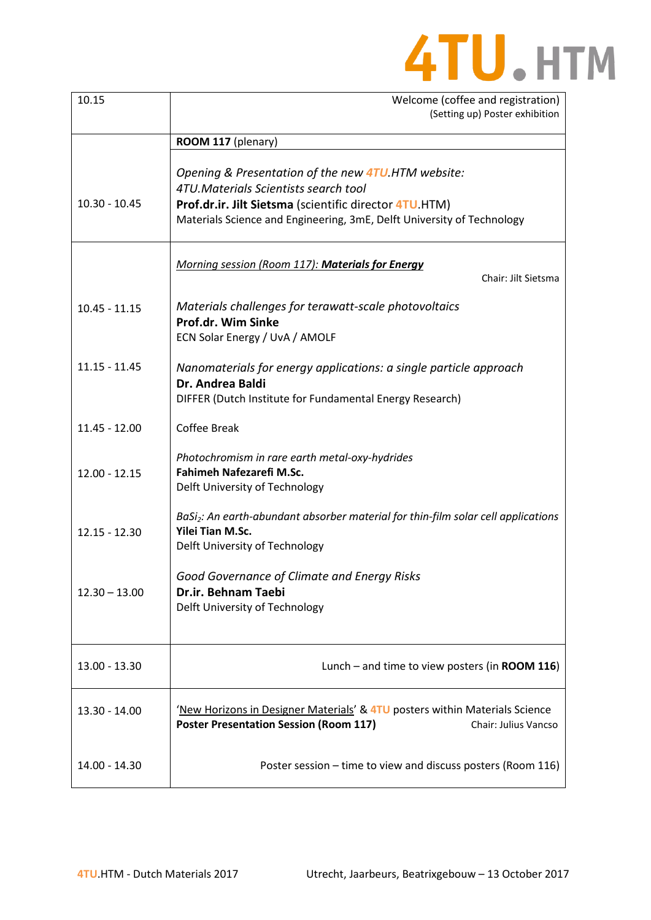| | |
|---|---|
| 10.15 | Welcome (coffee and registration)<br>(Setting up) Poster exhibition |
| | **ROOM 117** (plenary) |
| 10.30 - 10.45 | *Opening & Presentation of the new 4TU.HTM website:*<br>*4TU.Materials Scientists search tool*<br>**Prof.dr.ir. Jilt Sietsma** (scientific director 4TU.HTM)<br>Materials Science and Engineering, 3mE, Delft University of Technology |
| | *Morning session (Room 117): **Materials for Energy***<br>Chair: Jilt Sietsma |
| 10.45 - 11.15 | *Materials challenges for terawatt-scale photovoltaics*<br>**Prof.dr. Wim Sinke**<br>ECN Solar Energy / UvA / AMOLF |
| 11.15 - 11.45 | *Nanomaterials for energy applications: a single particle approach*<br>**Dr. Andrea Baldi**<br>DIFFER (Dutch Institute for Fundamental Energy Research) |
| 11.45 - 12.00 | Coffee Break |
| 12.00 - 12.15 | *Photochromism in rare earth metal-oxy-hydrides*<br>**Fahimeh Nafezarefi M.Sc.**<br>Delft University of Technology |
| 12.15 - 12.30 | *$BaSi_2$: An earth-abundant absorber material for thin-film solar cell applications*<br>**Yilei Tian M.Sc.**<br>Delft University of Technology |
| 12.30 – 13.00 | *Good Governance of Climate and Energy Risks*<br>**Dr.ir. Behnam Taebi**<br>Delft University of Technology |
| 13.00 - 13.30 | Lunch – and time to view posters (in **ROOM 116**) |
| 13.30 - 14.00 | 'New Horizons in Designer Materials' & 4TU posters within Materials Science<br>**Poster Presentation Session (Room 117)** Chair: Julius Vancso |
| 14.00 - 14.30 | Poster session – time to view and discuss posters (Room 116) |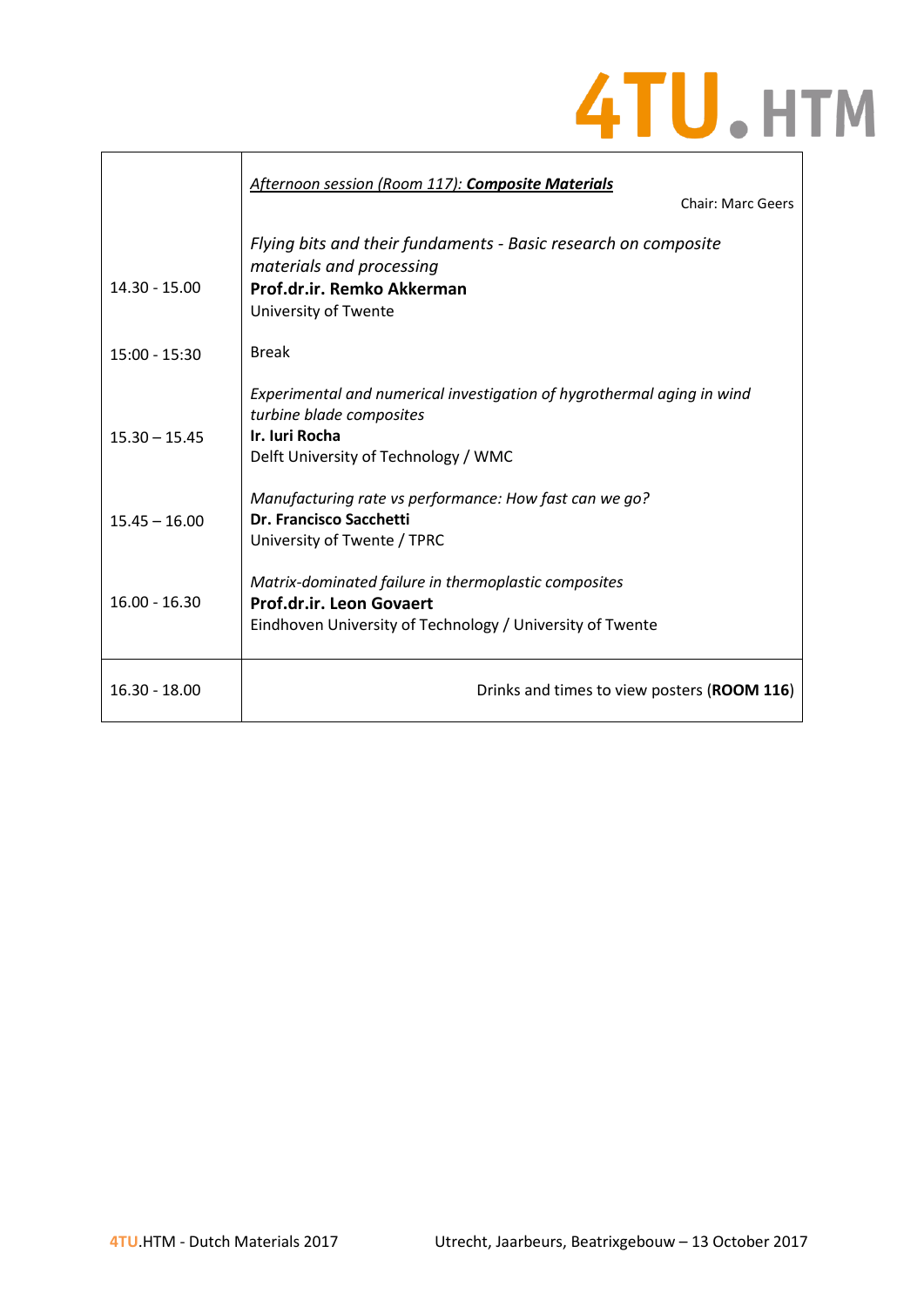| | |
|---|---|
| | *Afternoon session (Room 117):* ***Composite Materials*** Chair: Marc Geers |
| 14.30 - 15.00 | *Flying bits and their fundaments - Basic research on composite materials and processing* **Prof.dr.ir. Remko Akkerman** University of Twente |
| 15:00 - 15:30 | Break |
| 15.30 – 15.45 | *Experimental and numerical investigation of hygrothermal aging in wind turbine blade composites* **Ir. Iuri Rocha** Delft University of Technology / WMC |
| 15.45 – 16.00 | *Manufacturing rate vs performance: How fast can we go?* **Dr. Francisco Sacchetti** University of Twente / TPRC |
| 16.00 - 16.30 | *Matrix-dominated failure in thermoplastic composites* **Prof.dr.ir. Leon Govaert** Eindhoven University of Technology / University of Twente |
| 16.30 - 18.00 | Drinks and times to view posters (**ROOM 116**) |